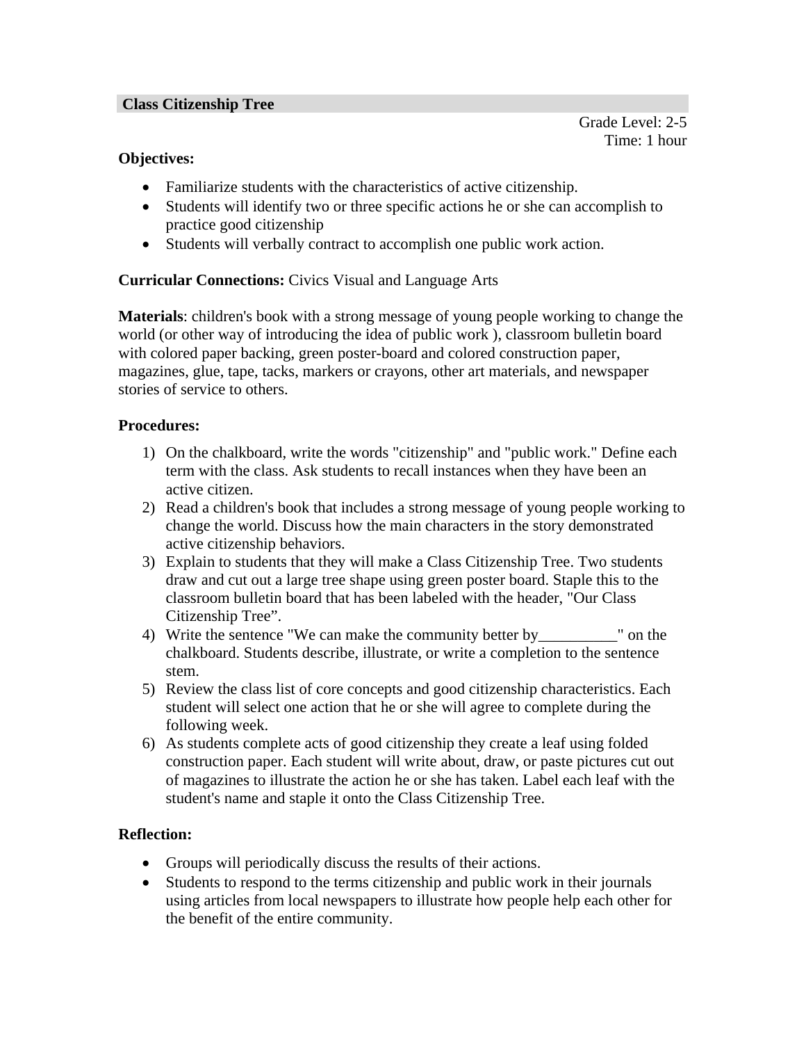## Class Citizenship Tree

Grade Level: 2-5
Time: 1 hour

**Objectives:**

- Familiarize students with the characteristics of active citizenship.
- Students will identify two or three specific actions he or she can accomplish to practice good citizenship
- Students will verbally contract to accomplish one public work action.

**Curricular Connections:** Civics Visual and Language Arts

**Materials**: children's book with a strong message of young people working to change the world (or other way of introducing the idea of public work ), classroom bulletin board with colored paper backing, green poster-board and colored construction paper, magazines, glue, tape, tacks, markers or crayons, other art materials, and newspaper stories of service to others.

**Procedures:**

1) On the chalkboard, write the words "citizenship" and "public work." Define each term with the class. Ask students to recall instances when they have been an active citizen.
2) Read a children's book that includes a strong message of young people working to change the world. Discuss how the main characters in the story demonstrated active citizenship behaviors.
3) Explain to students that they will make a Class Citizenship Tree. Two students draw and cut out a large tree shape using green poster board. Staple this to the classroom bulletin board that has been labeled with the header, "Our Class Citizenship Tree".
4) Write the sentence "We can make the community better by__________" on the chalkboard. Students describe, illustrate, or write a completion to the sentence stem.
5) Review the class list of core concepts and good citizenship characteristics. Each student will select one action that he or she will agree to complete during the following week.
6) As students complete acts of good citizenship they create a leaf using folded construction paper. Each student will write about, draw, or paste pictures cut out of magazines to illustrate the action he or she has taken. Label each leaf with the student's name and staple it onto the Class Citizenship Tree.

**Reflection:**

- Groups will periodically discuss the results of their actions.
- Students to respond to the terms citizenship and public work in their journals using articles from local newspapers to illustrate how people help each other for the benefit of the entire community.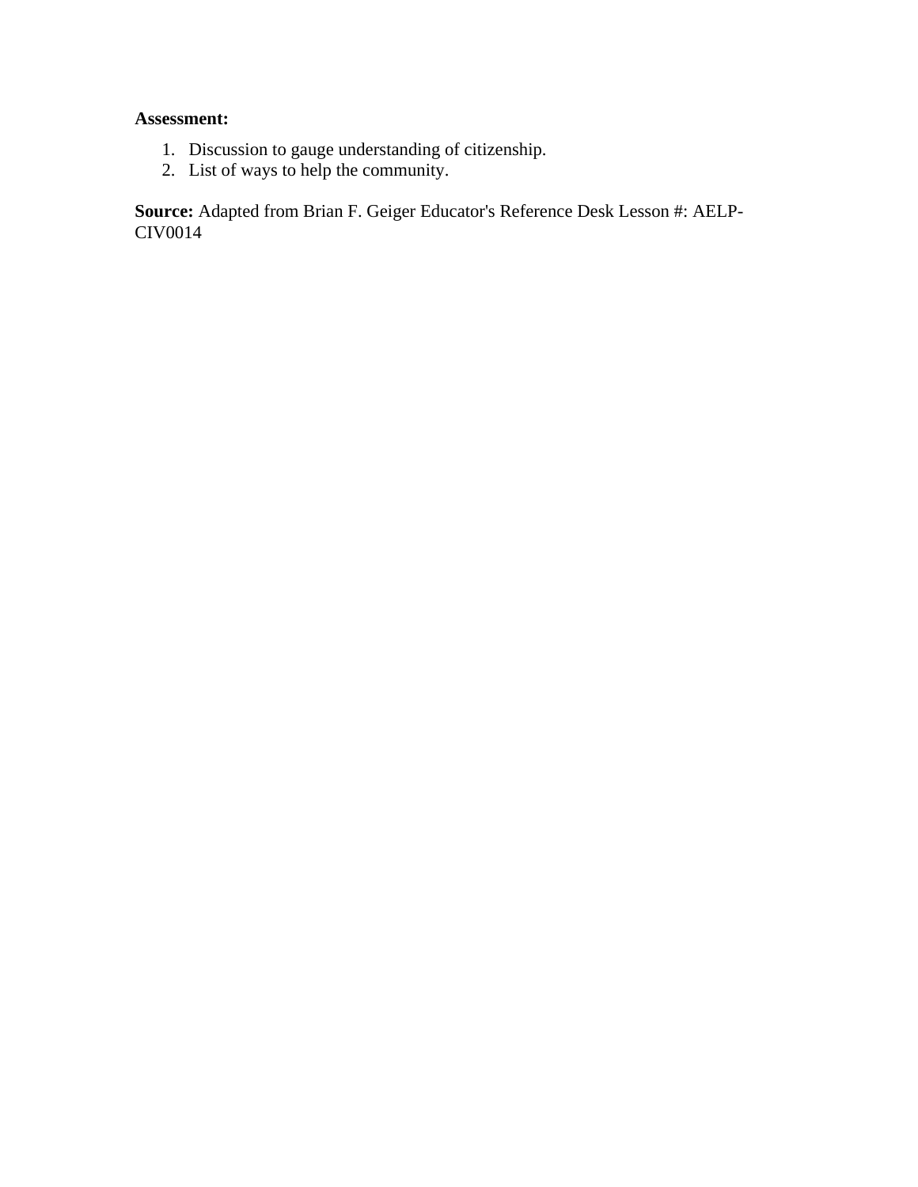**Assessment:**

1. Discussion to gauge understanding of citizenship.
2. List of ways to help the community.

**Source:** Adapted from Brian F. Geiger Educator's Reference Desk Lesson #: AELP-CIV0014